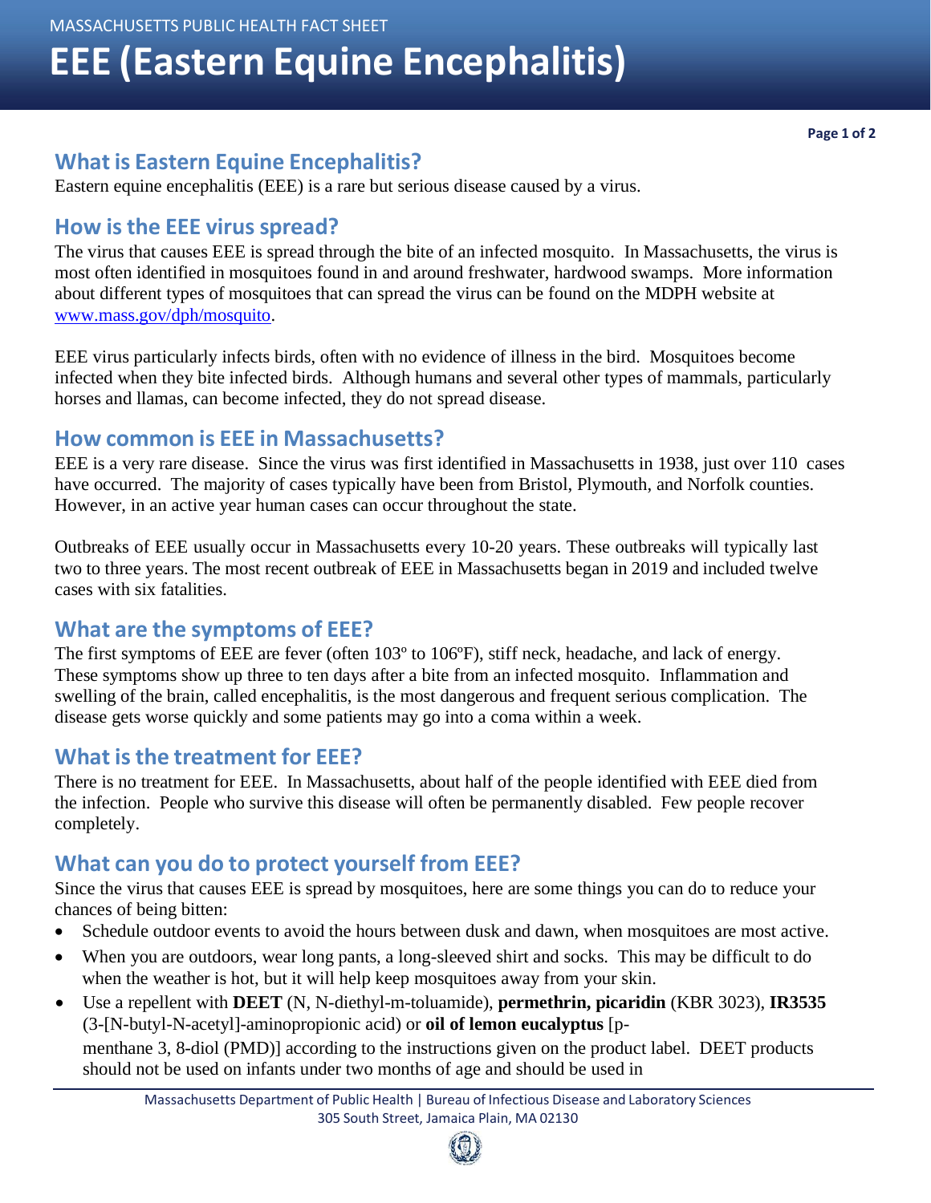MASSACHUSETTS PUBLIC HEALTH FACT SHEET

# EEE (Eastern Equine Encephalitis)

## What is Eastern Equine Encephalitis?

Eastern equine encephalitis (EEE) is a rare but serious disease caused by a virus.

## How is the EEE virus spread?

The virus that causes EEE is spread through the bite of an infected mosquito. In Massachusetts, the virus is most often identified in mosquitoes found in and around freshwater, hardwood swamps. More information about different types of mosquitoes that can spread the virus can be found on the MDPH website at www.mass.gov/dph/mosquito.

EEE virus particularly infects birds, often with no evidence of illness in the bird. Mosquitoes become infected when they bite infected birds. Although humans and several other types of mammals, particularly horses and llamas, can become infected, they do not spread disease.

## How common is EEE in Massachusetts?

EEE is a very rare disease. Since the virus was first identified in Massachusetts in 1938, just over 110 cases have occurred. The majority of cases typically have been from Bristol, Plymouth, and Norfolk counties. However, in an active year human cases can occur throughout the state.

Outbreaks of EEE usually occur in Massachusetts every 10-20 years. These outbreaks will typically last two to three years. The most recent outbreak of EEE in Massachusetts began in 2019 and included twelve cases with six fatalities.

## What are the symptoms of EEE?

The first symptoms of EEE are fever (often 103º to 106ºF), stiff neck, headache, and lack of energy. These symptoms show up three to ten days after a bite from an infected mosquito. Inflammation and swelling of the brain, called encephalitis, is the most dangerous and frequent serious complication. The disease gets worse quickly and some patients may go into a coma within a week.

## What is the treatment for EEE?

There is no treatment for EEE. In Massachusetts, about half of the people identified with EEE died from the infection. People who survive this disease will often be permanently disabled. Few people recover completely.

## What can you do to protect yourself from EEE?

Since the virus that causes EEE is spread by mosquitoes, here are some things you can do to reduce your chances of being bitten:

- Schedule outdoor events to avoid the hours between dusk and dawn, when mosquitoes are most active.
- When you are outdoors, wear long pants, a long-sleeved shirt and socks. This may be difficult to do when the weather is hot, but it will help keep mosquitoes away from your skin.
- Use a repellent with **DEET** (N, N-diethyl-m-toluamide), **permethrin, picaridin** (KBR 3023), **IR3535** (3-[N-butyl-N-acetyl]-aminopropionic acid) or **oil of lemon eucalyptus** [p-menthane 3, 8-diol (PMD)] according to the instructions given on the product label. DEET products should not be used on infants under two months of age and should be used in

Massachusetts Department of Public Health | Bureau of Infectious Disease and Laboratory Sciences
305 South Street, Jamaica Plain, MA 02130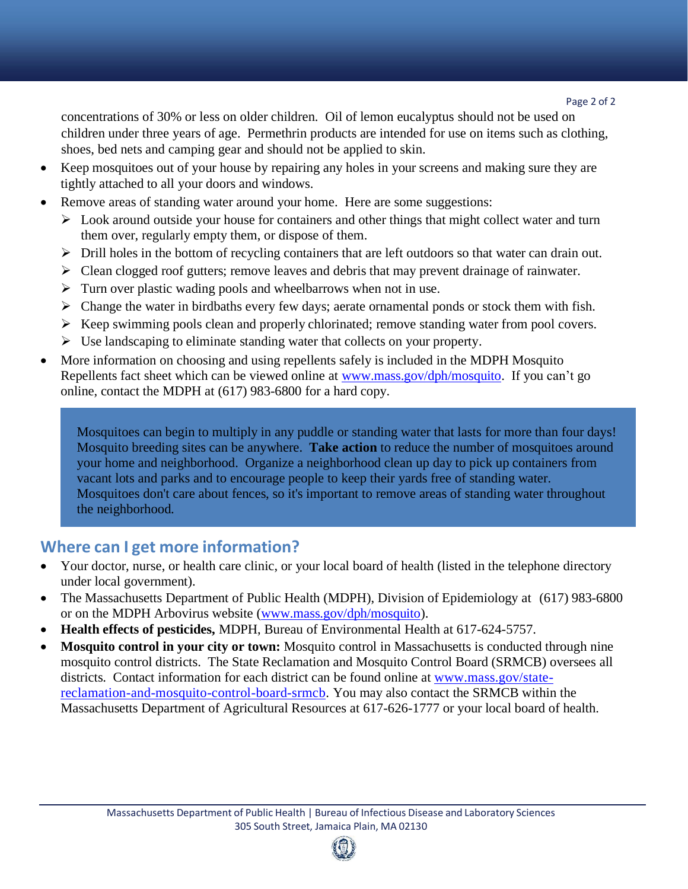concentrations of 30% or less on older children. Oil of lemon eucalyptus should not be used on children under three years of age. Permethrin products are intended for use on items such as clothing, shoes, bed nets and camping gear and should not be applied to skin.

- Keep mosquitoes out of your house by repairing any holes in your screens and making sure they are tightly attached to all your doors and windows.
- Remove areas of standing water around your home. Here are some suggestions:
  - Look around outside your house for containers and other things that might collect water and turn them over, regularly empty them, or dispose of them.
  - Drill holes in the bottom of recycling containers that are left outdoors so that water can drain out.
  - Clean clogged roof gutters; remove leaves and debris that may prevent drainage of rainwater.
  - Turn over plastic wading pools and wheelbarrows when not in use.
  - Change the water in birdbaths every few days; aerate ornamental ponds or stock them with fish.
  - Keep swimming pools clean and properly chlorinated; remove standing water from pool covers.
  - Use landscaping to eliminate standing water that collects on your property.
- More information on choosing and using repellents safely is included in the MDPH Mosquito Repellents fact sheet which can be viewed online at www.mass.gov/dph/mosquito. If you can't go online, contact the MDPH at (617) 983-6800 for a hard copy.

> Mosquitoes can begin to multiply in any puddle or standing water that lasts for more than four days! Mosquito breeding sites can be anywhere. **Take action** to reduce the number of mosquitoes around your home and neighborhood. Organize a neighborhood clean up day to pick up containers from vacant lots and parks and to encourage people to keep their yards free of standing water. Mosquitoes don't care about fences, so it's important to remove areas of standing water throughout the neighborhood.

## Where can I get more information?

- Your doctor, nurse, or health care clinic, or your local board of health (listed in the telephone directory under local government).
- The Massachusetts Department of Public Health (MDPH), Division of Epidemiology at (617) 983-6800 or on the MDPH Arbovirus website (www.mass.gov/dph/mosquito).
- **Health effects of pesticides,** MDPH, Bureau of Environmental Health at 617-624-5757.
- **Mosquito control in your city or town:** Mosquito control in Massachusetts is conducted through nine mosquito control districts. The State Reclamation and Mosquito Control Board (SRMCB) oversees all districts. Contact information for each district can be found online at www.mass.gov/state-reclamation-and-mosquito-control-board-srmcb. You may also contact the SRMCB within the Massachusetts Department of Agricultural Resources at 617-626-1777 or your local board of health.

Massachusetts Department of Public Health | Bureau of Infectious Disease and Laboratory Sciences
305 South Street, Jamaica Plain, MA 02130